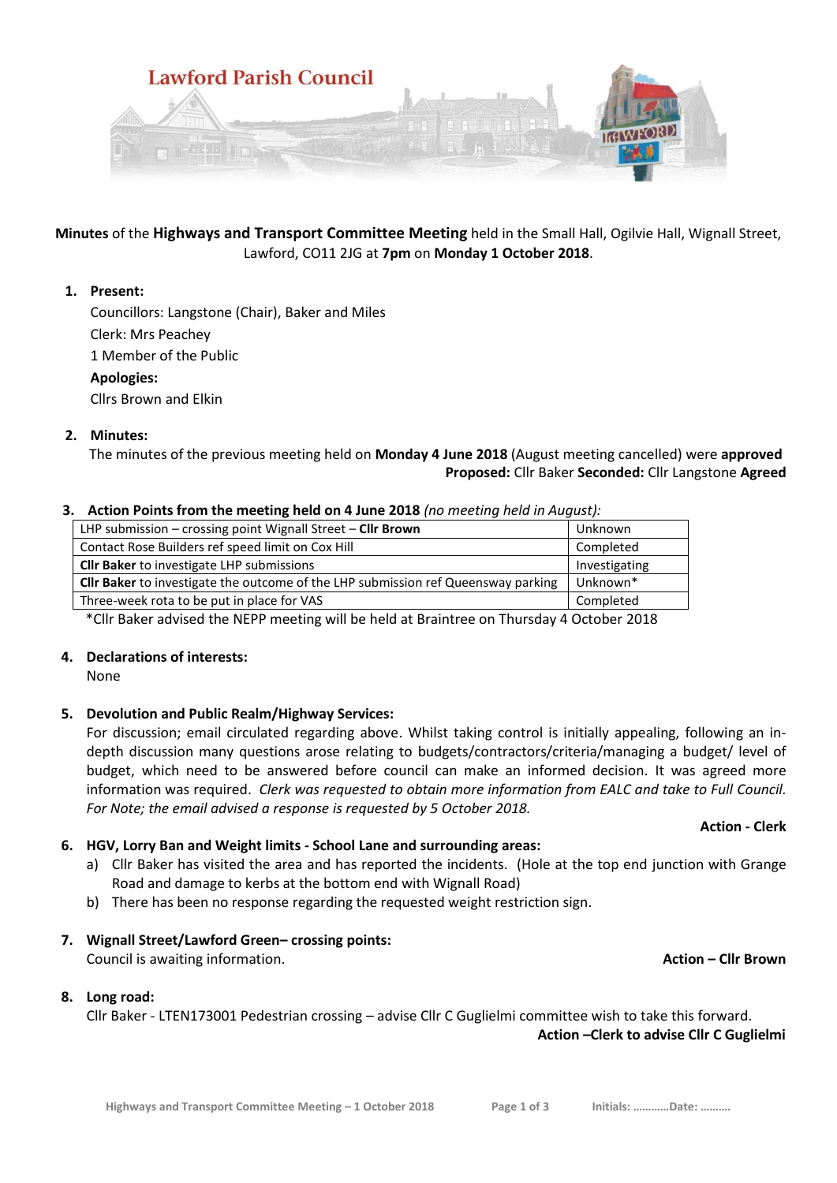Lawford Parish Council

**Minutes** of the **Highways and Transport Committee Meeting** held in the Small Hall, Ogilvie Hall, Wignall Street, Lawford, CO11 2JG at **7pm** on **Monday 1 October 2018**.

1. **Present:**

   Councillors: Langstone (Chair), Baker and Miles

   Clerk: Mrs Peachey

   1 Member of the Public

   **Apologies:**

   Cllrs Brown and Elkin

2. **Minutes:**

   The minutes of the previous meeting held on **Monday 4 June 2018** (August meeting cancelled) were **approved**

   **Proposed:** Cllr Baker **Seconded:** Cllr Langstone **Agreed**

3. **Action Points from the meeting held on 4 June 2018** *(no meeting held in August):*

| Action | Status |
|---|---|
| LHP submission – crossing point Wignall Street – **Cllr Brown** | Unknown |
| Contact Rose Builders ref speed limit on Cox Hill | Completed |
| **Cllr Baker** to investigate LHP submissions | Investigating |
| **Cllr Baker** to investigate the outcome of the LHP submission ref Queensway parking | Unknown* |
| Three-week rota to be put in place for VAS | Completed |

   *Cllr Baker advised the NEPP meeting will be held at Braintree on Thursday 4 October 2018

4. **Declarations of interests:**

   None

5. **Devolution and Public Realm/Highway Services:**

   For discussion; email circulated regarding above. Whilst taking control is initially appealing, following an in-depth discussion many questions arose relating to budgets/contractors/criteria/managing a budget/ level of budget, which need to be answered before council can make an informed decision. It was agreed more information was required. *Clerk was requested to obtain more information from EALC and take to Full Council. For Note; the email advised a response is requested by 5 October 2018.*

   **Action - Clerk**

6. **HGV, Lorry Ban and Weight limits - School Lane and surrounding areas:**

   a) Cllr Baker has visited the area and has reported the incidents. (Hole at the top end junction with Grange Road and damage to kerbs at the bottom end with Wignall Road)

   b) There has been no response regarding the requested weight restriction sign.

7. **Wignall Street/Lawford Green– crossing points:**

   Council is awaiting information.

   **Action – Cllr Brown**

8. **Long road:**

   Cllr Baker - LTEN173001 Pedestrian crossing – advise Cllr C Guglielmi committee wish to take this forward.

   **Action –Clerk to advise Cllr C Guglielmi**

Initials: ………..Date: ……….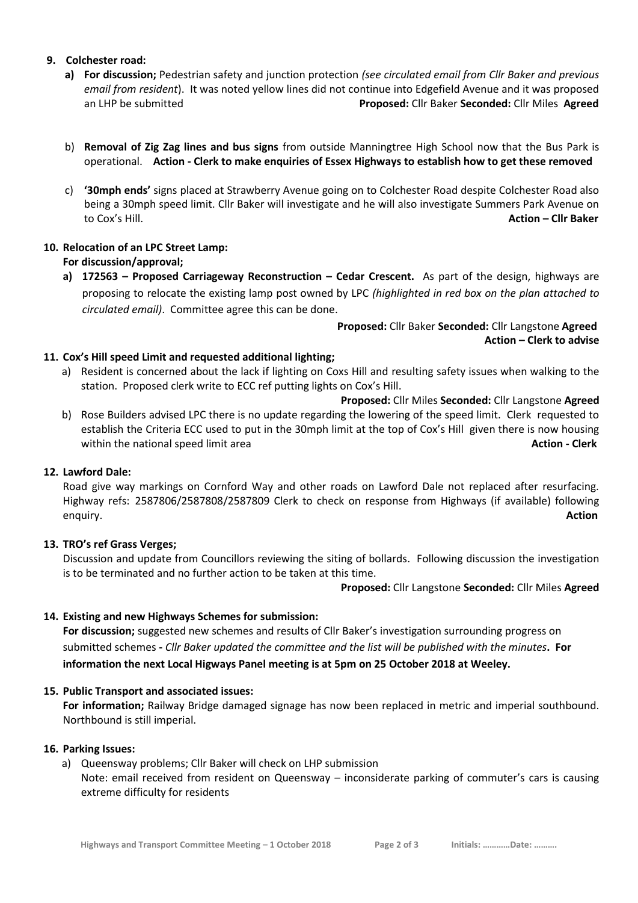9. **Colchester road:**

   a) **For discussion;** Pedestrian safety and junction protection *(see circulated email from Cllr Baker and previous email from resident*). It was noted yellow lines did not continue into Edgefield Avenue and it was proposed an LHP be submitted **Proposed:** Cllr Baker **Seconded:** Cllr Miles **Agreed**

   b) **Removal of Zig Zag lines and bus signs** from outside Manningtree High School now that the Bus Park is operational. **Action - Clerk to make enquiries of Essex Highways to establish how to get these removed**

   c) **'30mph ends'** signs placed at Strawberry Avenue going on to Colchester Road despite Colchester Road also being a 30mph speed limit. Cllr Baker will investigate and he will also investigate Summers Park Avenue on to Cox's Hill. **Action – Cllr Baker**

10. **Relocation of an LPC Street Lamp:**

    **For discussion/approval;**

    a) **172563 – Proposed Carriageway Reconstruction – Cedar Crescent.** As part of the design, highways are proposing to relocate the existing lamp post owned by LPC *(highlighted in red box on the plan attached to circulated email)*. Committee agree this can be done.

    **Proposed:** Cllr Baker **Seconded:** Cllr Langstone **Agreed**
    **Action – Clerk to advise**

11. **Cox's Hill speed Limit and requested additional lighting;**

    a) Resident is concerned about the lack if lighting on Coxs Hill and resulting safety issues when walking to the station. Proposed clerk write to ECC ref putting lights on Cox's Hill.

    **Proposed:** Cllr Miles **Seconded:** Cllr Langstone **Agreed**

    b) Rose Builders advised LPC there is no update regarding the lowering of the speed limit. Clerk requested to establish the Criteria ECC used to put in the 30mph limit at the top of Cox's Hill given there is now housing within the national speed limit area **Action - Clerk**

12. **Lawford Dale:**

    Road give way markings on Cornford Way and other roads on Lawford Dale not replaced after resurfacing. Highway refs: 2587806/2587808/2587809 Clerk to check on response from Highways (if available) following enquiry. **Action**

13. **TRO's ref Grass Verges;**

    Discussion and update from Councillors reviewing the siting of bollards. Following discussion the investigation is to be terminated and no further action to be taken at this time.

    **Proposed:** Cllr Langstone **Seconded:** Cllr Miles **Agreed**

14. **Existing and new Highways Schemes for submission:**

    **For discussion;** suggested new schemes and results of Cllr Baker's investigation surrounding progress on submitted schemes **-** *Cllr Baker updated the committee and the list will be published with the minutes***. For information the next Local Higways Panel meeting is at 5pm on 25 October 2018 at Weeley.**

15. **Public Transport and associated issues:**

    **For information;** Railway Bridge damaged signage has now been replaced in metric and imperial southbound. Northbound is still imperial.

16. **Parking Issues:**

    a) Queensway problems; Cllr Baker will check on LHP submission
    Note: email received from resident on Queensway – inconsiderate parking of commuter's cars is causing extreme difficulty for residents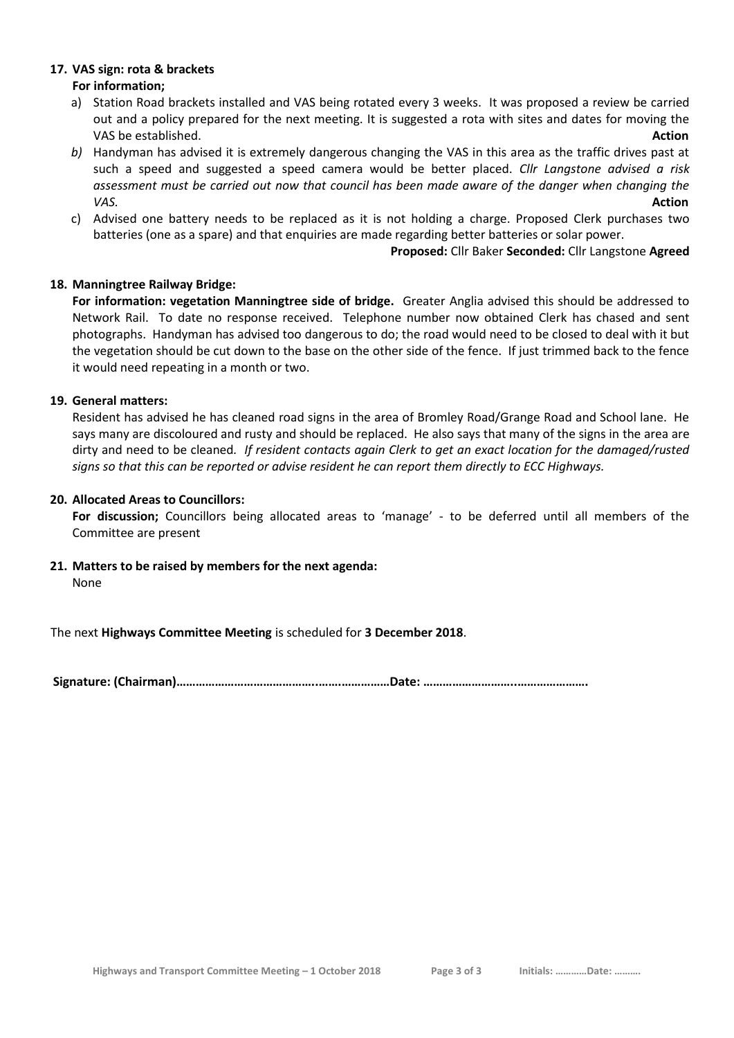**17. VAS sign: rota & brackets**

**For information;**

a) Station Road brackets installed and VAS being rotated every 3 weeks. It was proposed a review be carried out and a policy prepared for the next meeting. It is suggested a rota with sites and dates for moving the VAS be established. **Action**

*b)* Handyman has advised it is extremely dangerous changing the VAS in this area as the traffic drives past at such a speed and suggested a speed camera would be better placed. *Cllr Langstone advised a risk assessment must be carried out now that council has been made aware of the danger when changing the VAS.* **Action**

c) Advised one battery needs to be replaced as it is not holding a charge. Proposed Clerk purchases two batteries (one as a spare) and that enquiries are made regarding better batteries or solar power.

**Proposed:** Cllr Baker **Seconded:** Cllr Langstone **Agreed**

**18. Manningtree Railway Bridge:**

**For information: vegetation Manningtree side of bridge.** Greater Anglia advised this should be addressed to Network Rail. To date no response received. Telephone number now obtained Clerk has chased and sent photographs. Handyman has advised too dangerous to do; the road would need to be closed to deal with it but the vegetation should be cut down to the base on the other side of the fence. If just trimmed back to the fence it would need repeating in a month or two.

**19. General matters:**

Resident has advised he has cleaned road signs in the area of Bromley Road/Grange Road and School lane. He says many are discoloured and rusty and should be replaced. He also says that many of the signs in the area are dirty and need to be cleaned. *If resident contacts again Clerk to get an exact location for the damaged/rusted signs so that this can be reported or advise resident he can report them directly to ECC Highways.*

**20. Allocated Areas to Councillors:**

**For discussion;** Councillors being allocated areas to 'manage' - to be deferred until all members of the Committee are present

**21. Matters to be raised by members for the next agenda:**

None

The next **Highways Committee Meeting** is scheduled for **3 December 2018**.

**Signature: (Chairman)…………………………………..………………Date: ………………………..………………….**